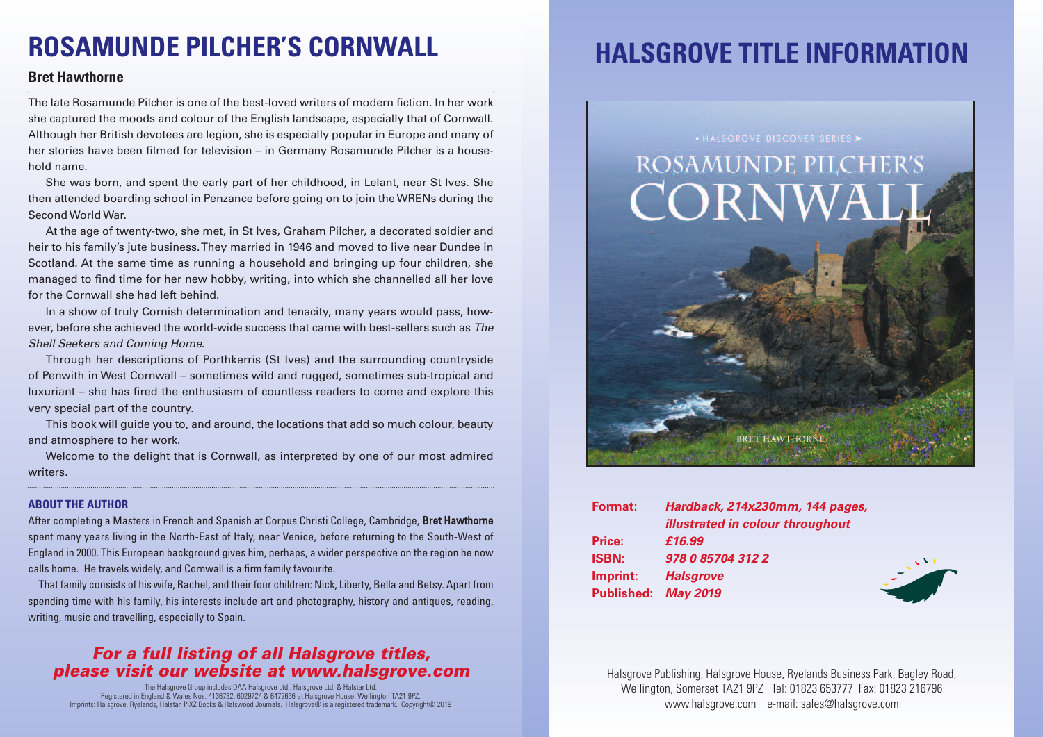# ROSAMUNDE PILCHER'S CORNWALL

## Bret Hawthorne

The late Rosamunde Pilcher is one of the best-loved writers of modern fiction. In her work she captured the moods and colour of the English landscape, especially that of Cornwall. Although her British devotees are legion, she is especially popular in Europe and many of her stories have been filmed for television – in Germany Rosamunde Pilcher is a household name.

She was born, and spent the early part of her childhood, in Lelant, near St Ives. She then attended boarding school in Penzance before going on to join the WRENs during the Second World War.

At the age of twenty-two, she met, in St Ives, Graham Pilcher, a decorated soldier and heir to his family's jute business. They married in 1946 and moved to live near Dundee in Scotland. At the same time as running a household and bringing up four children, she managed to find time for her new hobby, writing, into which she channelled all her love for the Cornwall she had left behind.

In a show of truly Cornish determination and tenacity, many years would pass, however, before she achieved the world-wide success that came with best-sellers such as *The Shell Seekers and Coming Home.*

Through her descriptions of Porthkerris (St Ives) and the surrounding countryside of Penwith in West Cornwall – sometimes wild and rugged, sometimes sub-tropical and luxuriant – she has fired the enthusiasm of countless readers to come and explore this very special part of the country.

This book will guide you to, and around, the locations that add so much colour, beauty and atmosphere to her work.

Welcome to the delight that is Cornwall, as interpreted by one of our most admired writers.

### ABOUT THE AUTHOR

After completing a Masters in French and Spanish at Corpus Christi College, Cambridge, **Bret Hawthorne** spent many years living in the North-East of Italy, near Venice, before returning to the South-West of England in 2000. This European background gives him, perhaps, a wider perspective on the region he now calls home. He travels widely, and Cornwall is a firm family favourite.

That family consists of his wife, Rachel, and their four children: Nick, Liberty, Bella and Betsy. Apart from spending time with his family, his interests include art and photography, history and antiques, reading, writing, music and travelling, especially to Spain.

***For a full listing of all Halsgrove titles, please visit our website at www.halsgrove.com***

The Halsgrove Group includes DAA Halsgrove Ltd., Halsgrove Ltd. & Halstar Ltd.
Registered in England & Wales Nos. 4136732, 6029724 & 6472636 at Halsgrove House, Wellington TA21 9PZ.
Imprints: Halsgrove, Ryelands, Halstar, PiXZ Books & Halswood Journals. Halsgrove® is a registered trademark. Copyright© 2019

# HALSGROVE TITLE INFORMATION

• HALSGROVE DISCOVER SERIES ▸

ROSAMUNDE PILCHER'S CORNWALL

BRET HAWTHORNE

**Format:** ***Hardback, 214x230mm, 144 pages, illustrated in colour throughout***
**Price:** ***£16.99***
**ISBN:** ***978 0 85704 312 2***
**Imprint:** ***Halsgrove***
**Published:** ***May 2019***

Halsgrove Publishing, Halsgrove House, Ryelands Business Park, Bagley Road, Wellington, Somerset TA21 9PZ Tel: 01823 653777 Fax: 01823 216796
www.halsgrove.com e-mail: sales@halsgrove.com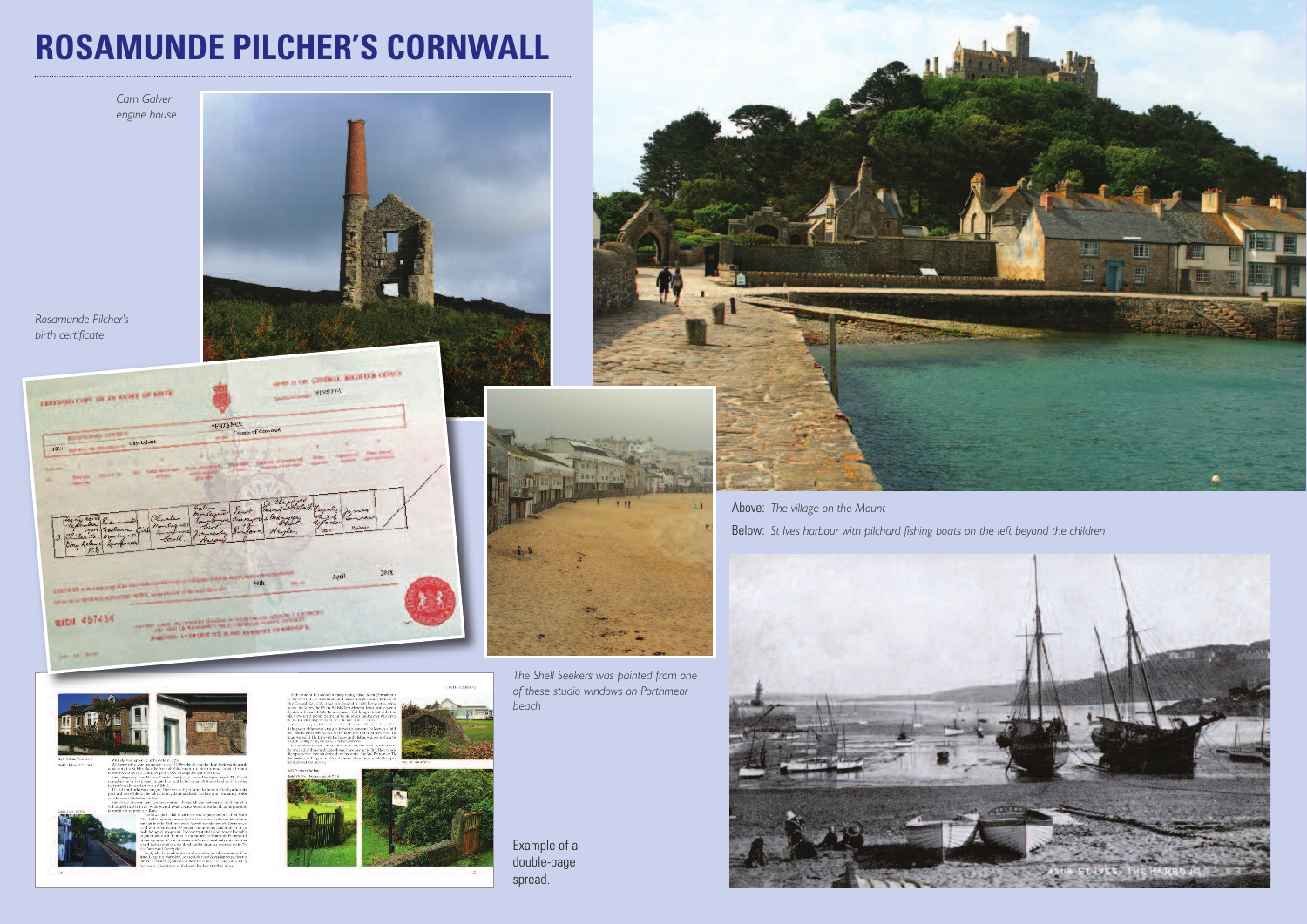# ROSAMUNDE PILCHER'S CORNWALL

*Carn Galver engine house*

*Rosamunde Pilcher's birth certificate*

Above: *The village on the Mount*

Below: *St Ives harbour with pilchard fishing boats on the left beyond the children*

*The Shell Seekers was painted from one of these studio windows on Porthmeor beach*

Example of a double-page spread.